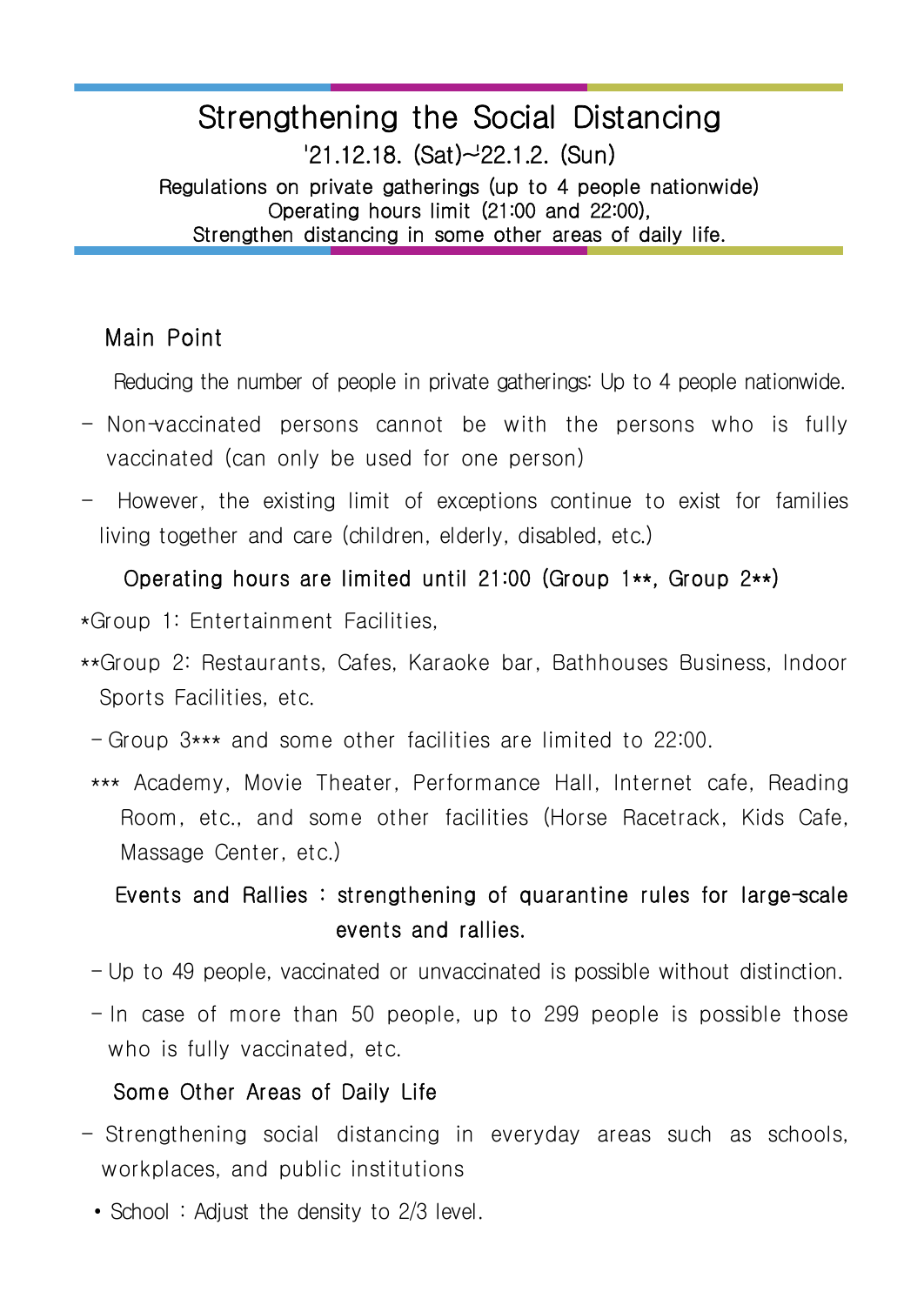# Strengthening the Social Distancing

'21.12.18. (Sat)~'22.1.2. (Sun)

Regulations on private gatherings (up to 4 people nationwide)
Operating hours limit (21:00 and 22:00),
Strengthen distancing in some other areas of daily life.

## Main Point

Reducing the number of people in private gatherings: Up to 4 people nationwide.

- Non-vaccinated persons cannot be with the persons who is fully vaccinated (can only be used for one person)
- However, the existing limit of exceptions continue to exist for families living together and care (children, elderly, disabled, etc.)

Operating hours are limited until 21:00 (Group 1**, Group 2**)

*Group 1: Entertainment Facilities,

**Group 2: Restaurants, Cafes, Karaoke bar, Bathhouses Business, Indoor Sports Facilities, etc.

- Group 3*** and some other facilities are limited to 22:00.

*** Academy, Movie Theater, Performance Hall, Internet cafe, Reading Room, etc., and some other facilities (Horse Racetrack, Kids Cafe, Massage Center, etc.)

Events and Rallies : strengthening of quarantine rules for large-scale events and rallies.

- Up to 49 people, vaccinated or unvaccinated is possible without distinction.
- In case of more than 50 people, up to 299 people is possible those who is fully vaccinated, etc.

Some Other Areas of Daily Life

- Strengthening social distancing in everyday areas such as schools, workplaces, and public institutions
  - School : Adjust the density to 2/3 level.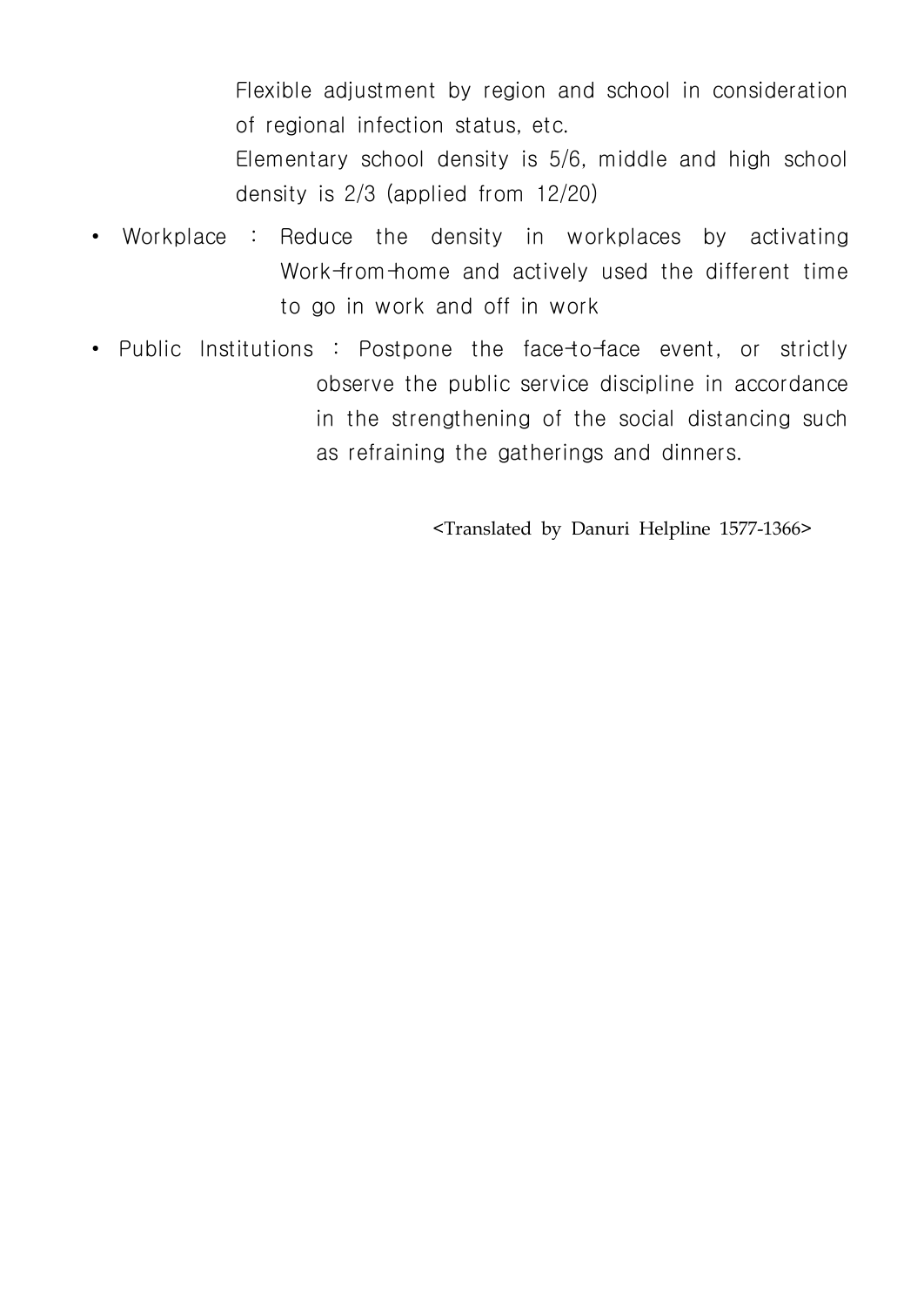Flexible adjustment by region and school in consideration of regional infection status, etc.
Elementary school density is 5/6, middle and high school density is 2/3 (applied from 12/20)

- Workplace : Reduce the density in workplaces by activating Work-from-home and actively used the different time to go in work and off in work
- Public Institutions : Postpone the face-to-face event, or strictly observe the public service discipline in accordance in the strengthening of the social distancing such as refraining the gatherings and dinners.

<Translated by Danuri Helpline 1577-1366>